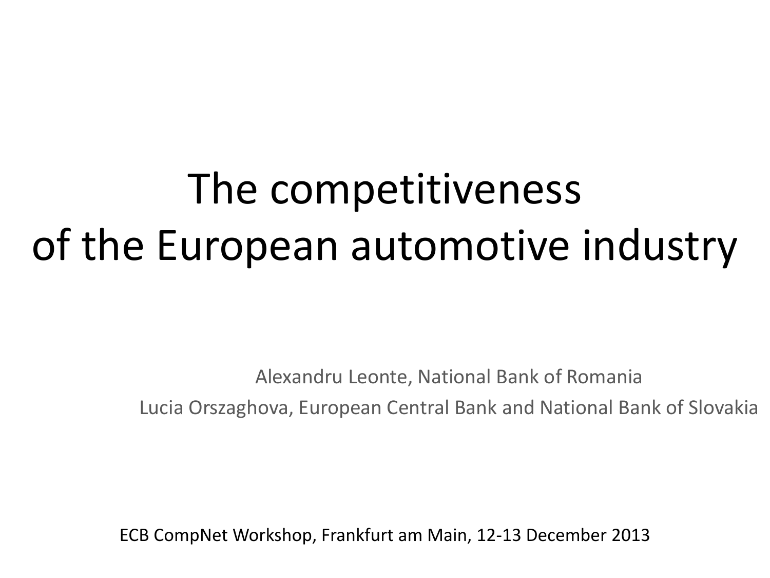# The competitiveness of the European automotive industry

Alexandru Leonte, National Bank of Romania

Lucia Orszaghova, European Central Bank and National Bank of Slovakia

ECB CompNet Workshop, Frankfurt am Main, 12-13 December 2013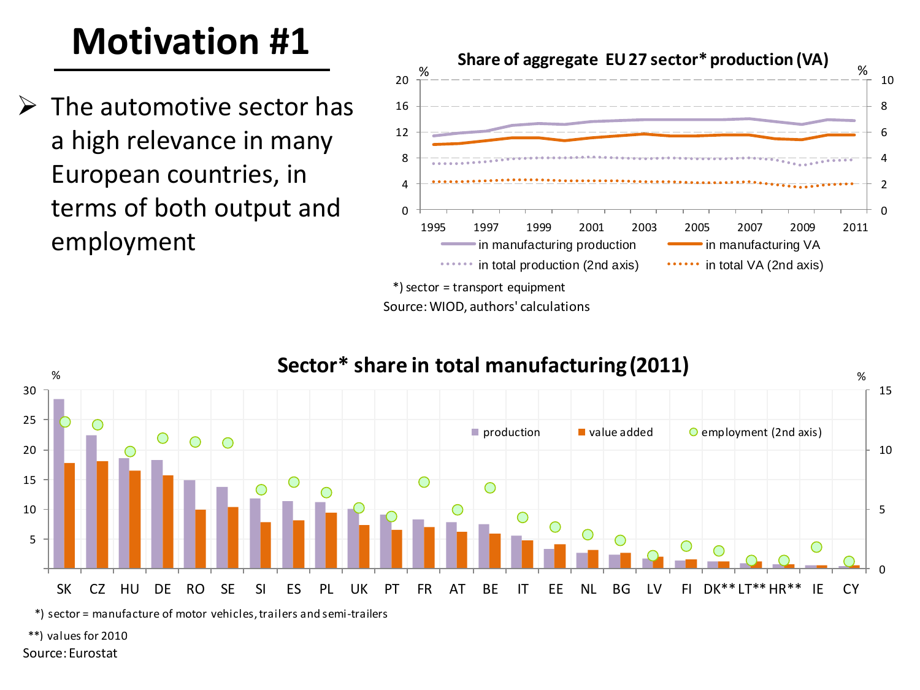# Motivation #1

- The automotive sector has a high relevance in many European countries, in terms of both output and employment

**Share of aggregate EU 27 sector* production (VA)**

*) sector = transport equipment

Source: WIOD, authors' calculations

**Sector* share in total manufacturing (2011)**

*) sector = manufacture of motor vehicles, trailers and semi-trailers

**) values for 2010

Source: Eurostat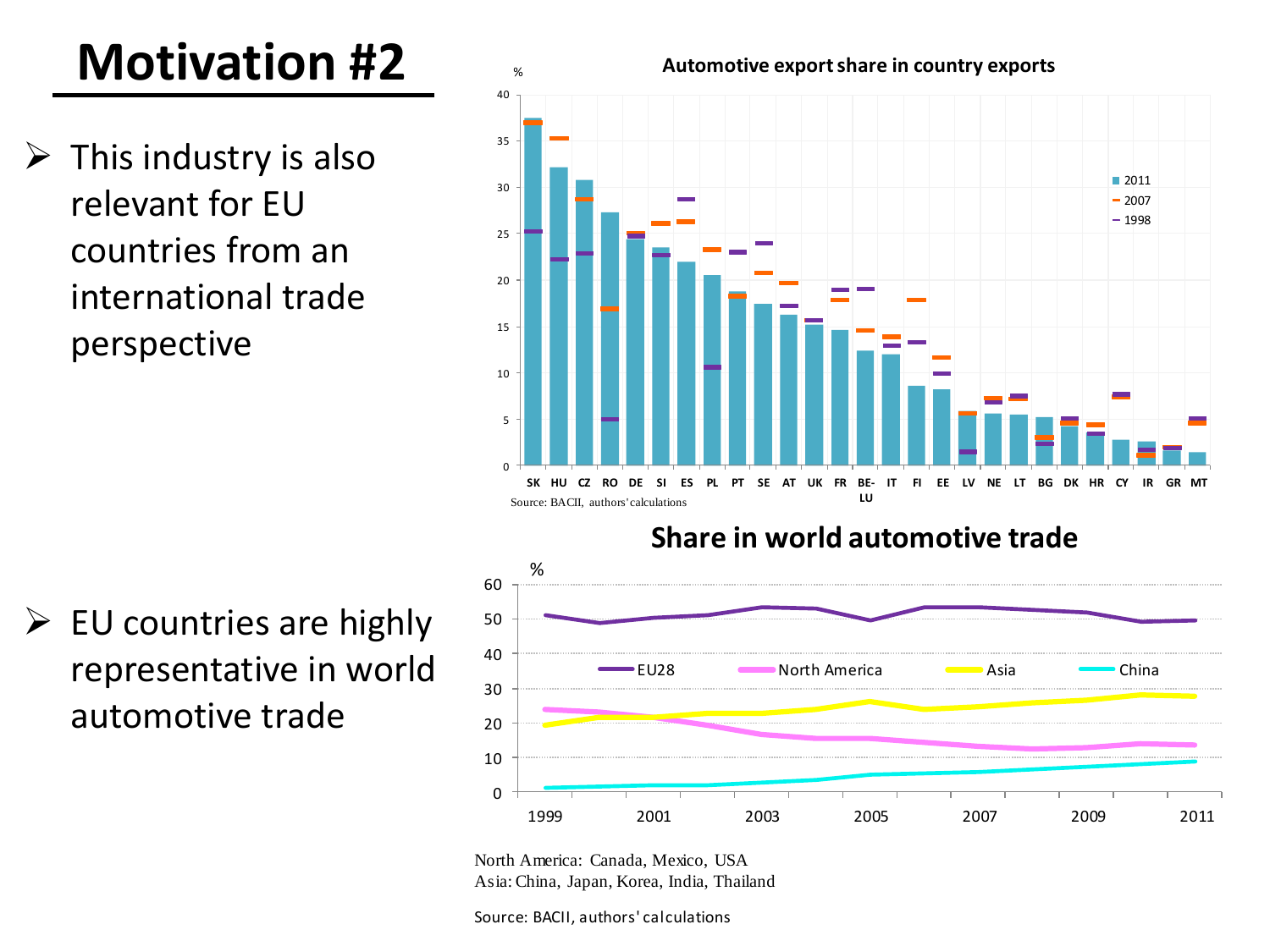# Motivation #2

- This industry is also relevant for EU countries from an international trade perspective

**Automotive export share in country exports**

Source: BACII, authors' calculations

- EU countries are highly representative in world automotive trade

**Share in world automotive trade**

North America: Canada, Mexico, USA
Asia: China, Japan, Korea, India, Thailand

Source: BACII, authors' calculations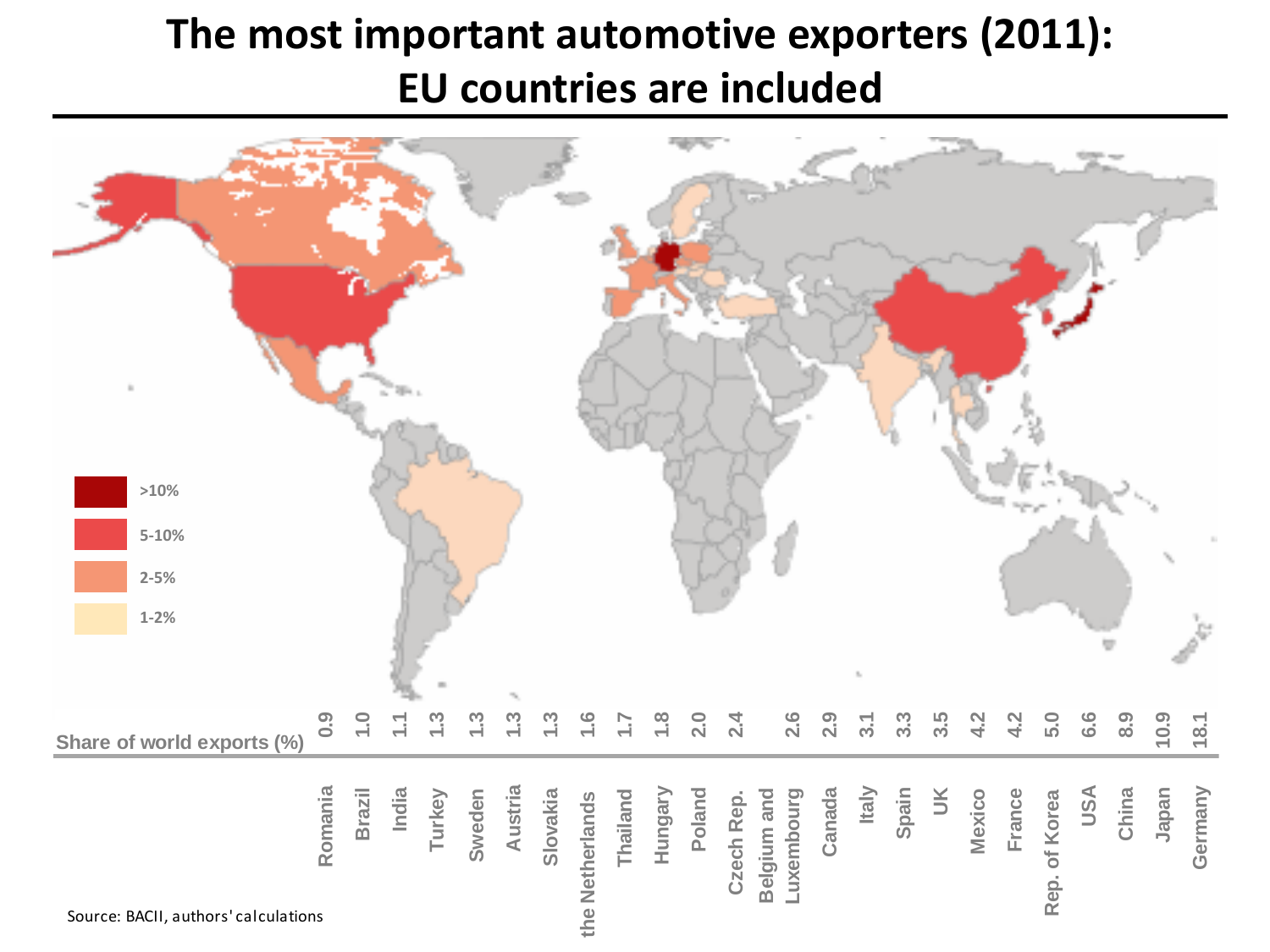# The most important automotive exporters (2011): EU countries are included

| Country | Share of world exports (%) |
|---|---|
| Romania | 0.9 |
| Brazil | 1.0 |
| India | 1.1 |
| Turkey | 1.3 |
| Sweden | 1.3 |
| Austria | 1.3 |
| Slovakia | 1.3 |
| the Netherlands | 1.6 |
| Thailand | 1.7 |
| Hungary | 1.8 |
| Poland | 2.0 |
| Czech Rep. | 2.4 |
| Belgium and Luxembourg | 2.6 |
| Canada | 2.9 |
| Italy | 3.1 |
| Spain | 3.3 |
| UK | 3.5 |
| Mexico | 4.2 |
| France | 4.2 |
| Rep. of Korea | 5.0 |
| USA | 6.6 |
| China | 8.9 |
| Japan | 10.9 |
| Germany | 18.1 |

Legend: >10%; 5-10%; 2-5%; 1-2%

Source: BACII, authors' calculations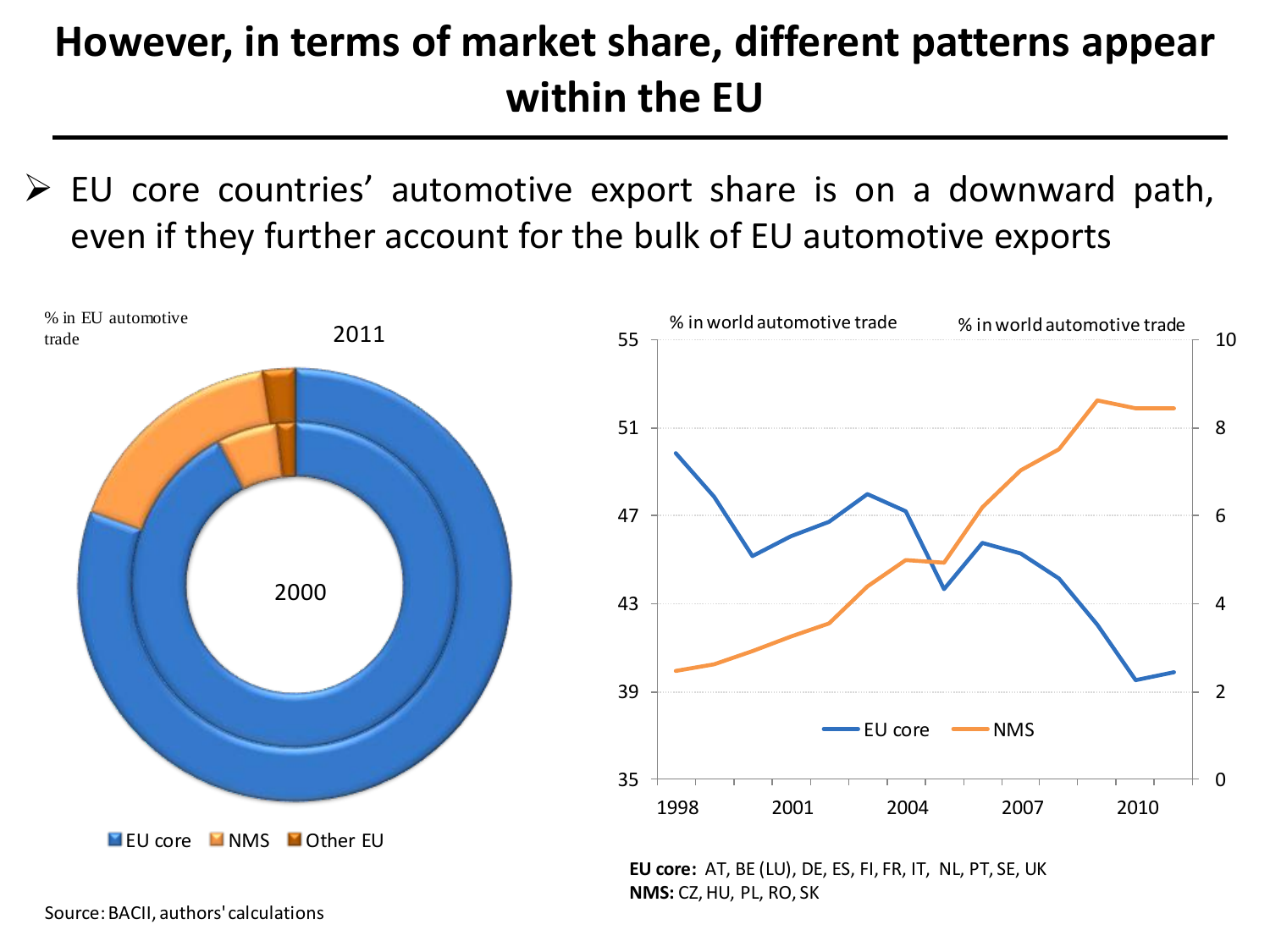# However, in terms of market share, different patterns appear within the EU

- EU core countries' automotive export share is on a downward path, even if they further account for the bulk of EU automotive exports

% in EU automotive trade

2011

2000

EU core | NMS | Other EU

% in world automotive trade | % in world automotive trade

EU core | NMS

**EU core:** AT, BE (LU), DE, ES, FI, FR, IT, NL, PT, SE, UK
**NMS:** CZ, HU, PL, RO, SK

Source: BACII, authors' calculations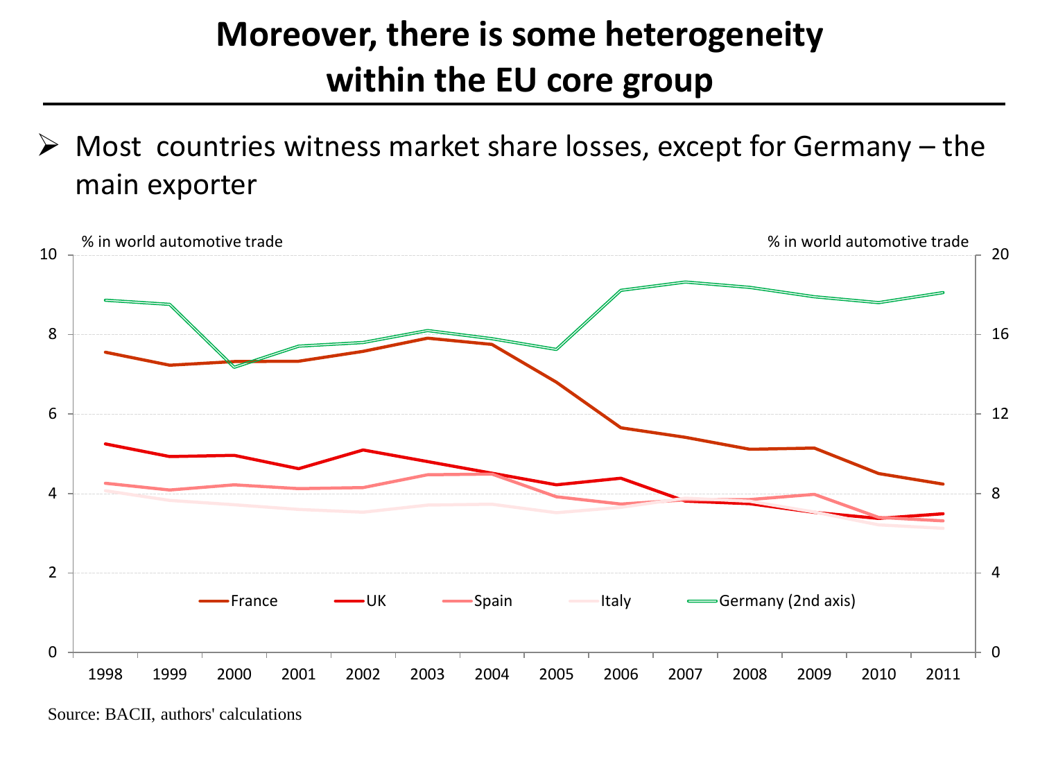# Moreover, there is some heterogeneity within the EU core group

- Most countries witness market share losses, except for Germany – the main exporter

% in world automotive trade

% in world automotive trade

France — UK — Spain — Italy — Germany (2nd axis)

Source: BACII, authors' calculations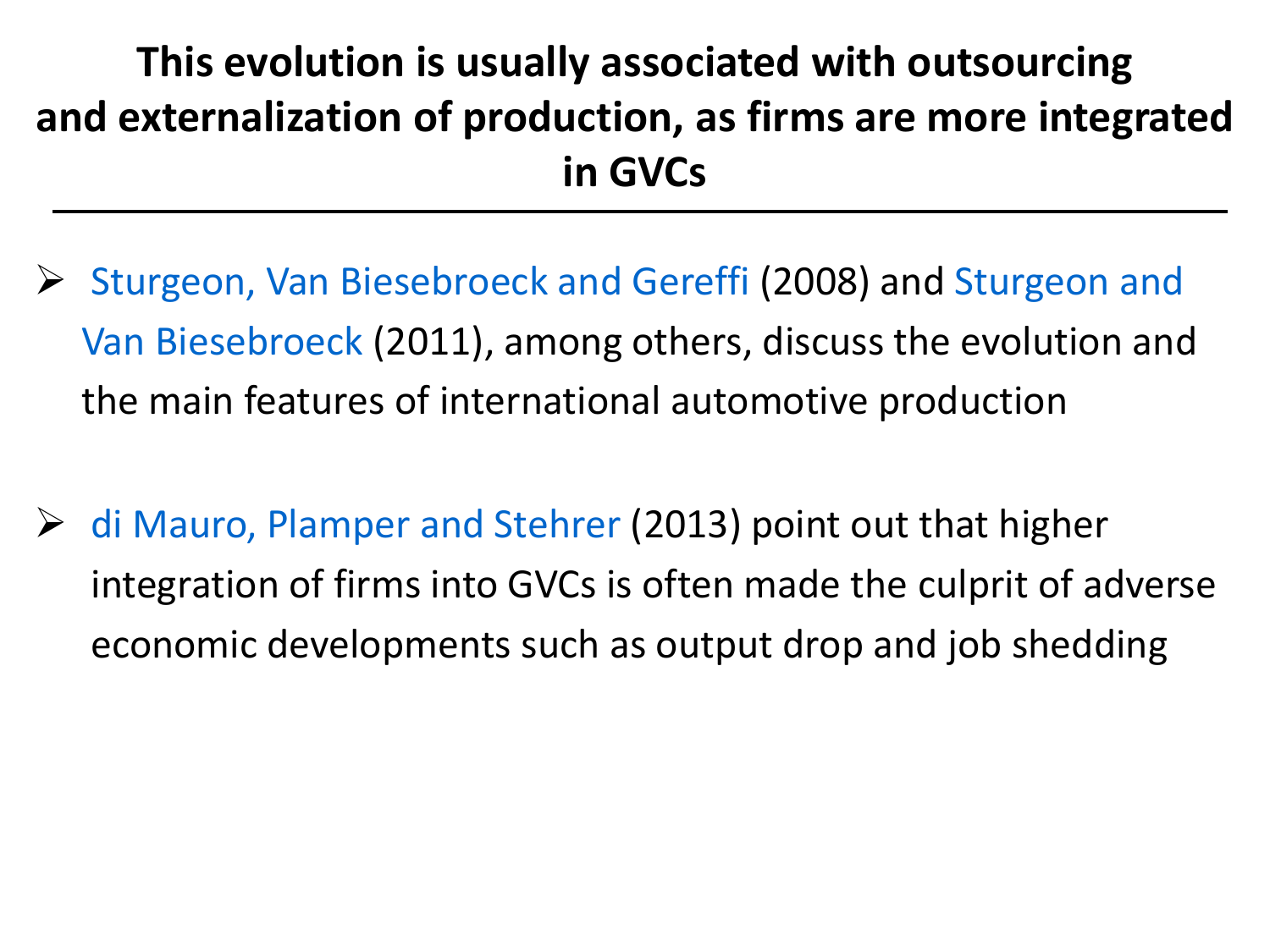# This evolution is usually associated with outsourcing and externalization of production, as firms are more integrated in GVCs

- Sturgeon, Van Biesebroeck and Gereffi (2008) and Sturgeon and Van Biesebroeck (2011), among others, discuss the evolution and the main features of international automotive production

- di Mauro, Plamper and Stehrer (2013) point out that higher integration of firms into GVCs is often made the culprit of adverse economic developments such as output drop and job shedding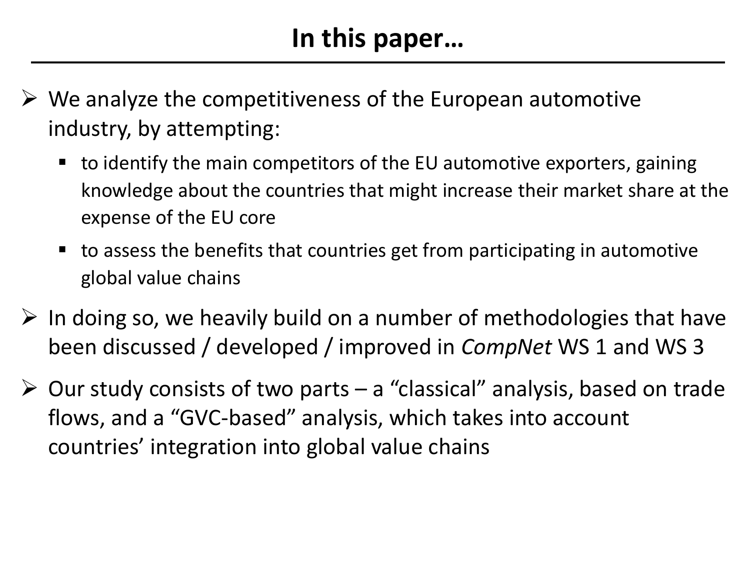# In this paper…

- We analyze the competitiveness of the European automotive industry, by attempting:
  - to identify the main competitors of the EU automotive exporters, gaining knowledge about the countries that might increase their market share at the expense of the EU core
  - to assess the benefits that countries get from participating in automotive global value chains
- In doing so, we heavily build on a number of methodologies that have been discussed / developed / improved in *CompNet* WS 1 and WS 3
- Our study consists of two parts – a "classical" analysis, based on trade flows, and a "GVC-based" analysis, which takes into account countries' integration into global value chains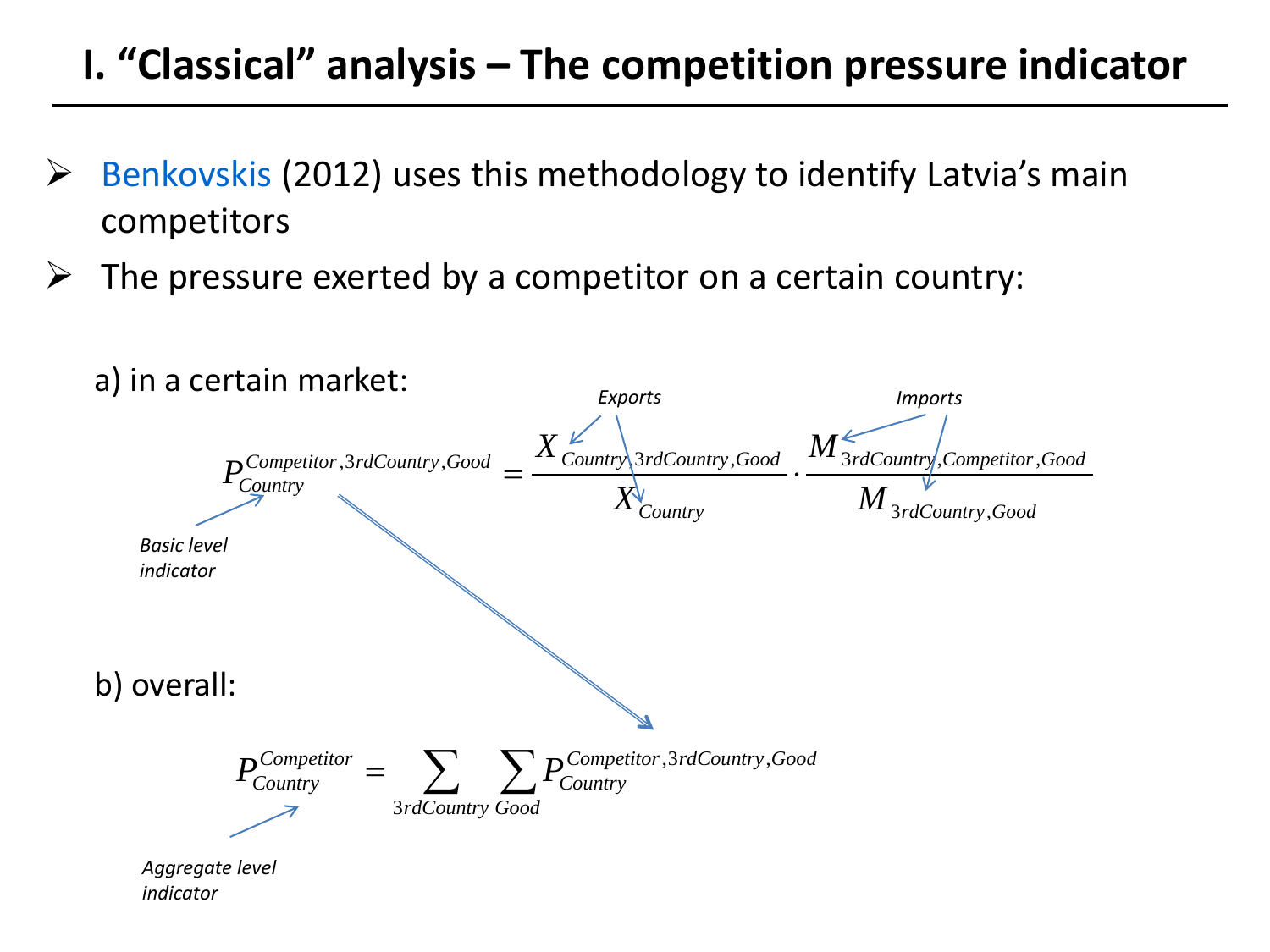# I. "Classical" analysis – The competition pressure indicator

- Benkovskis (2012) uses this methodology to identify Latvia's main competitors
- The pressure exerted by a competitor on a certain country:

a) in a certain market:

$$P_{Country}^{Competitor,3rdCountry,Good} = \frac{X_{Country,3rdCountry,Good}}{X_{Country}} \cdot \frac{M_{3rdCountry,Competitor,Good}}{M_{3rdCountry,Good}}$$

*Exports* — *Imports* — *Basic level indicator*

b) overall:

$$P_{Country}^{Competitor} = \sum_{3rdCountry} \sum_{Good} P_{Country}^{Competitor,3rdCountry,Good}$$

*Aggregate level indicator*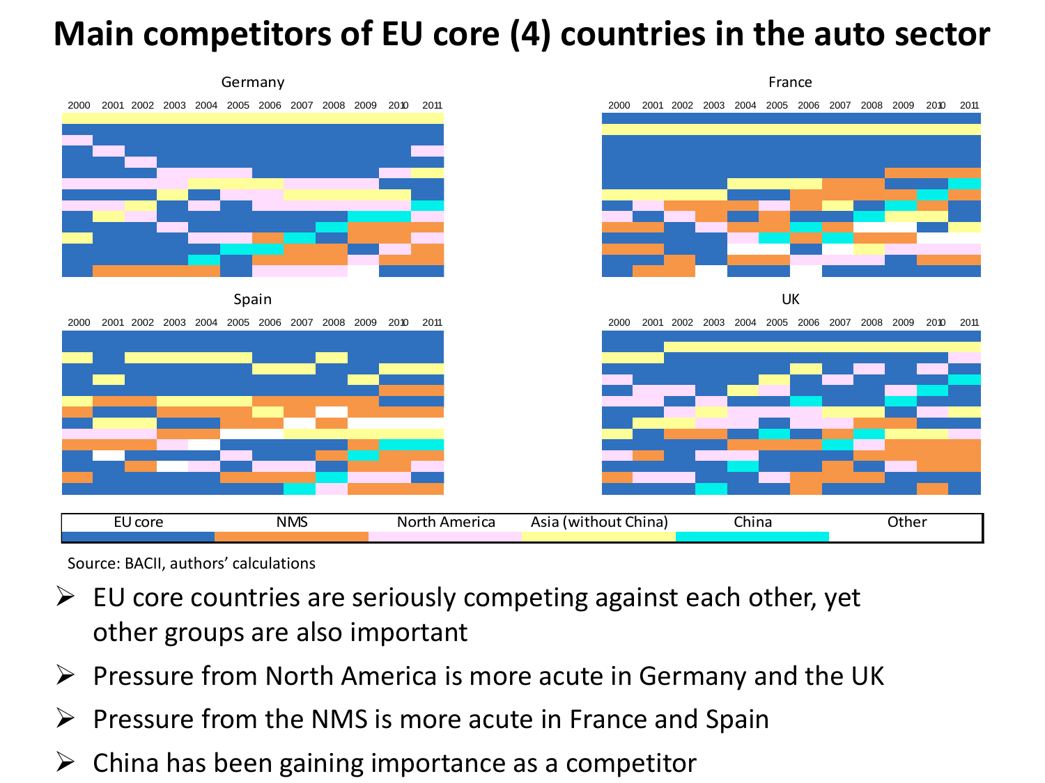# Main competitors of EU core (4) countries in the auto sector

Germany

France

Spain

UK

| EU core | NMS | North America | Asia (without China) | China | Other |
|---|---|---|---|---|---|

Source: BACII, authors' calculations

- EU core countries are seriously competing against each other, yet other groups are also important
- Pressure from North America is more acute in Germany and the UK
- Pressure from the NMS is more acute in France and Spain
- China has been gaining importance as a competitor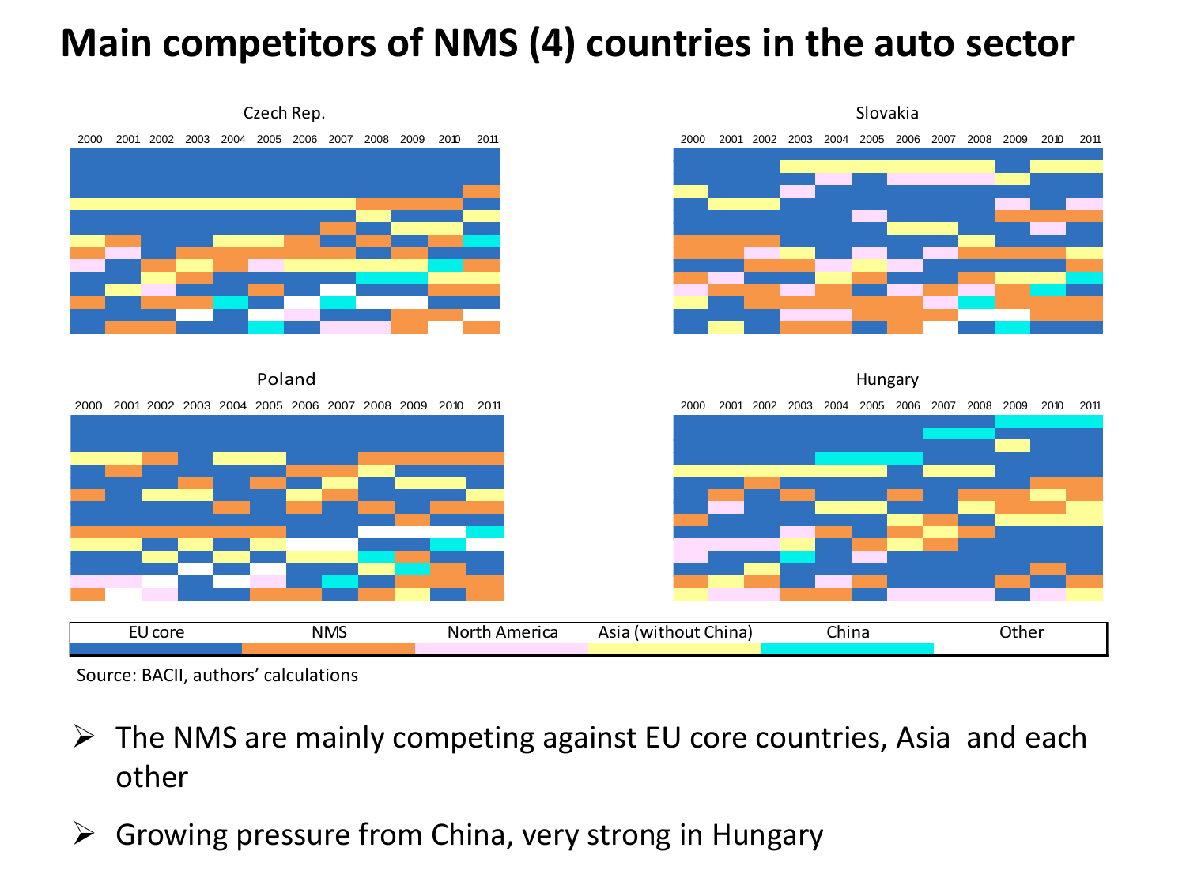# Main competitors of NMS (4) countries in the auto sector

Czech Rep.

2000 2001 2002 2003 2004 2005 2006 2007 2008 2009 2010 2011

Slovakia

2000 2001 2002 2003 2004 2005 2006 2007 2008 2009 2010 2011

Poland

2000 2001 2002 2003 2004 2005 2006 2007 2008 2009 2010 2011

Hungary

2000 2001 2002 2003 2004 2005 2006 2007 2008 2009 2010 2011

| EU core | NMS | North America | Asia (without China) | China | Other |
|---|---|---|---|---|---|

Source: BACII, authors' calculations

- The NMS are mainly competing against EU core countries, Asia and each other
- Growing pressure from China, very strong in Hungary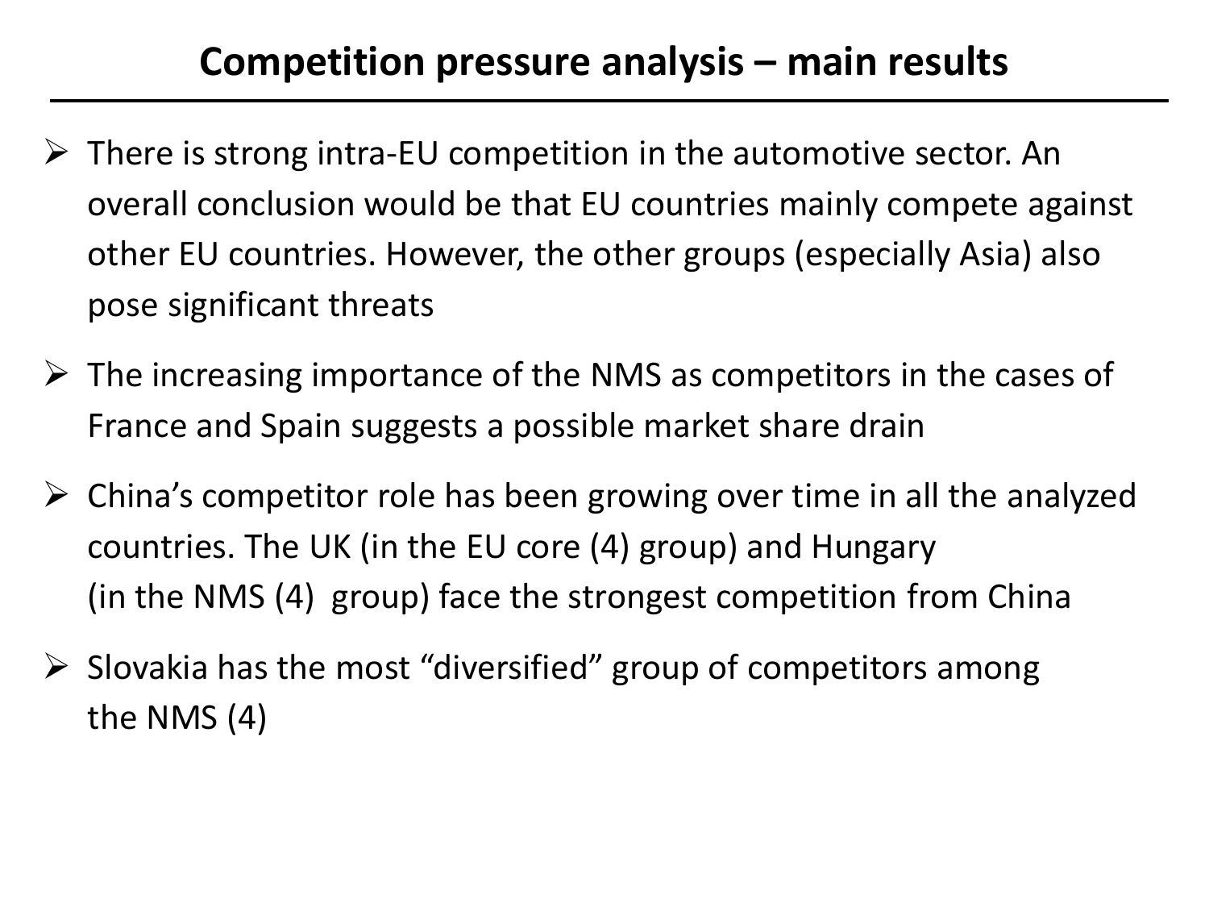# Competition pressure analysis – main results

- There is strong intra-EU competition in the automotive sector. An overall conclusion would be that EU countries mainly compete against other EU countries. However, the other groups (especially Asia) also pose significant threats
- The increasing importance of the NMS as competitors in the cases of France and Spain suggests a possible market share drain
- China's competitor role has been growing over time in all the analyzed countries. The UK (in the EU core (4) group) and Hungary (in the NMS (4) group) face the strongest competition from China
- Slovakia has the most "diversified" group of competitors among the NMS (4)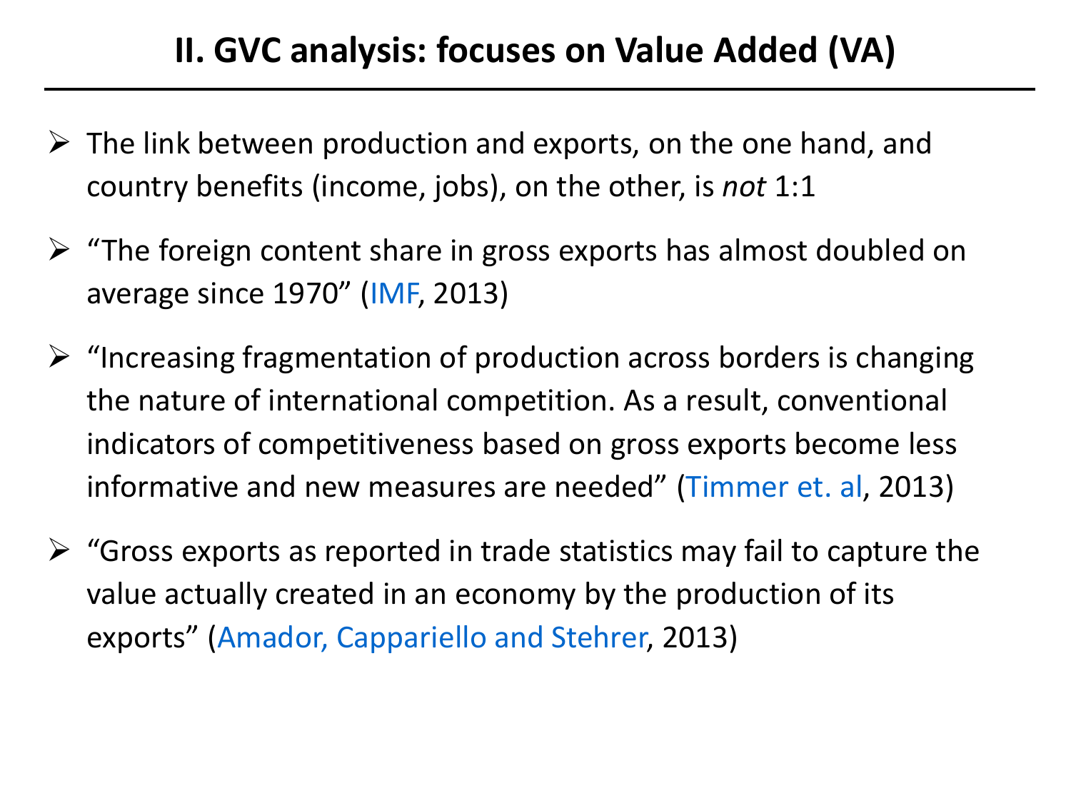# II. GVC analysis: focuses on Value Added (VA)

- The link between production and exports, on the one hand, and country benefits (income, jobs), on the other, is *not* 1:1
- "The foreign content share in gross exports has almost doubled on average since 1970" (IMF, 2013)
- "Increasing fragmentation of production across borders is changing the nature of international competition. As a result, conventional indicators of competitiveness based on gross exports become less informative and new measures are needed" (Timmer et. al, 2013)
- "Gross exports as reported in trade statistics may fail to capture the value actually created in an economy by the production of its exports" (Amador, Cappariello and Stehrer, 2013)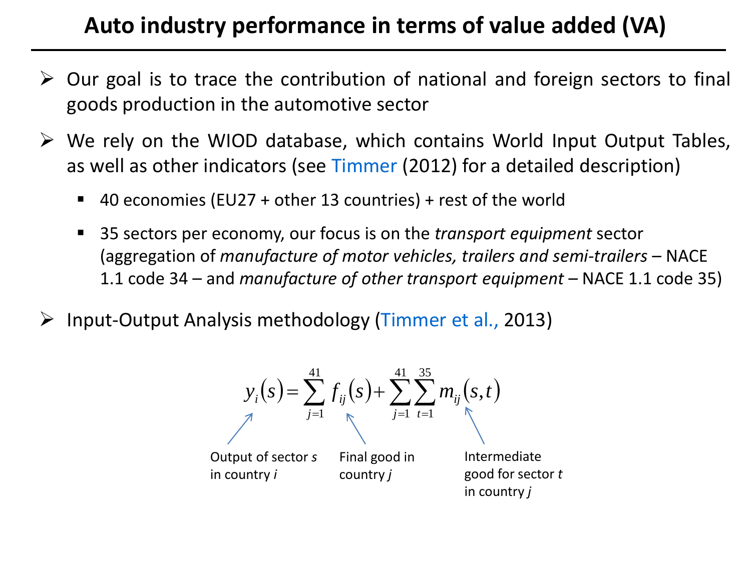# Auto industry performance in terms of value added (VA)

- Our goal is to trace the contribution of national and foreign sectors to final goods production in the automotive sector
- We rely on the WIOD database, which contains World Input Output Tables, as well as other indicators (see Timmer (2012) for a detailed description)
  - 40 economies (EU27 + other 13 countries) + rest of the world
  - 35 sectors per economy, our focus is on the *transport equipment* sector (aggregation of *manufacture of motor vehicles, trailers and semi-trailers* – NACE 1.1 code 34 – and *manufacture of other transport equipment* – NACE 1.1 code 35)
- Input-Output Analysis methodology (Timmer et al., 2013)

$$y_i(s) = \sum_{j=1}^{41} f_{ij}(s) + \sum_{j=1}^{41} \sum_{t=1}^{35} m_{ij}(s,t)$$

- $y_i(s)$: Output of sector *s* in country *i*
- $f_{ij}(s)$: Final good in country *j*
- $m_{ij}(s,t)$: Intermediate good for sector *t* in country *j*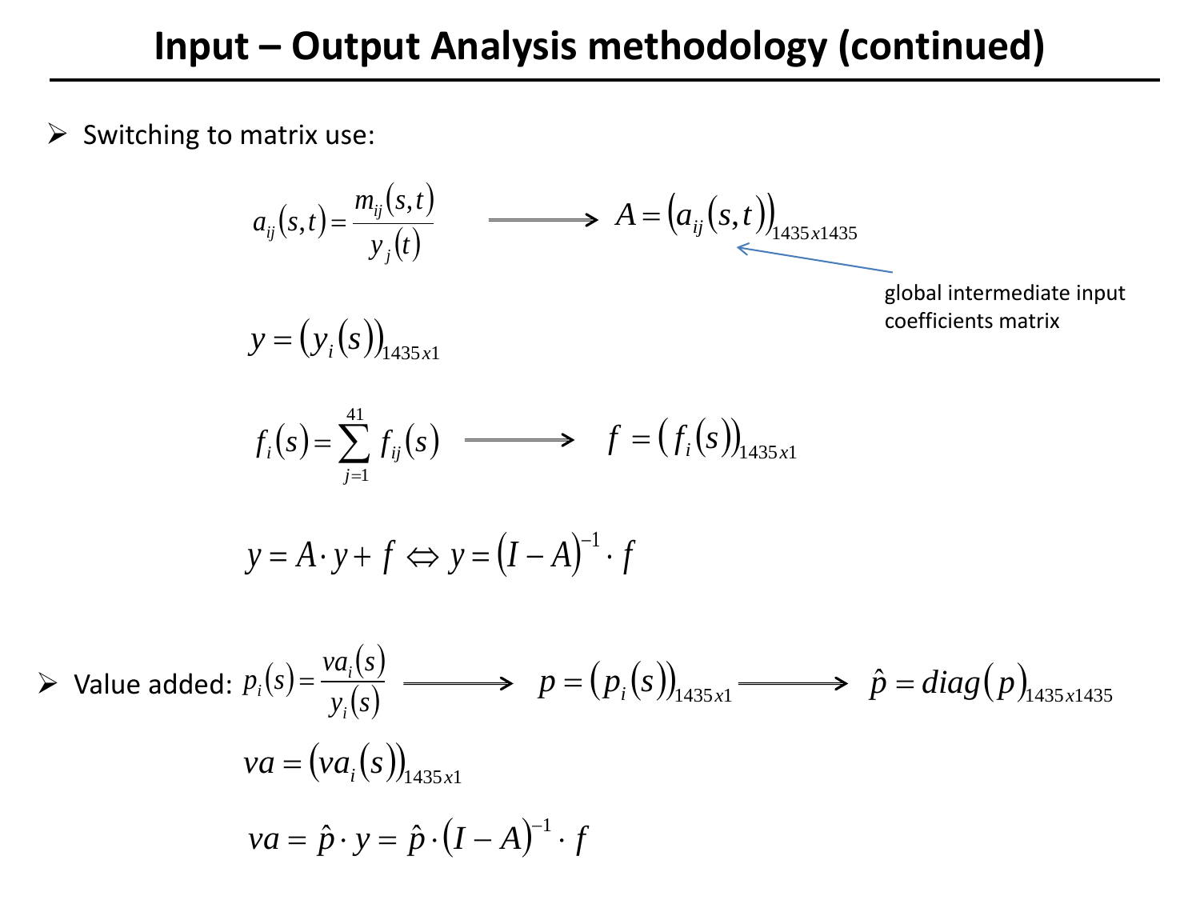# Input – Output Analysis methodology (continued)

- Switching to matrix use:

$$a_{ij}(s,t) = \frac{m_{ij}(s,t)}{y_j(t)} \Longrightarrow A = \left(a_{ij}(s,t)\right)_{1435x1435}$$

global intermediate input coefficients matrix

$$y = \left(y_i(s)\right)_{1435x1}$$

$$f_i(s) = \sum_{j=1}^{41} f_{ij}(s) \Longrightarrow f = \left(f_i(s)\right)_{1435x1}$$

$$y = A \cdot y + f \Leftrightarrow y = (I - A)^{-1} \cdot f$$

- Value added: $p_i(s) = \frac{va_i(s)}{y_i(s)} \Longrightarrow p = \left(p_i(s)\right)_{1435x1} \Longrightarrow \hat{p} = diag(p)_{1435x1435}$

$$va = \left(va_i(s)\right)_{1435x1}$$

$$va = \hat{p} \cdot y = \hat{p} \cdot (I - A)^{-1} \cdot f$$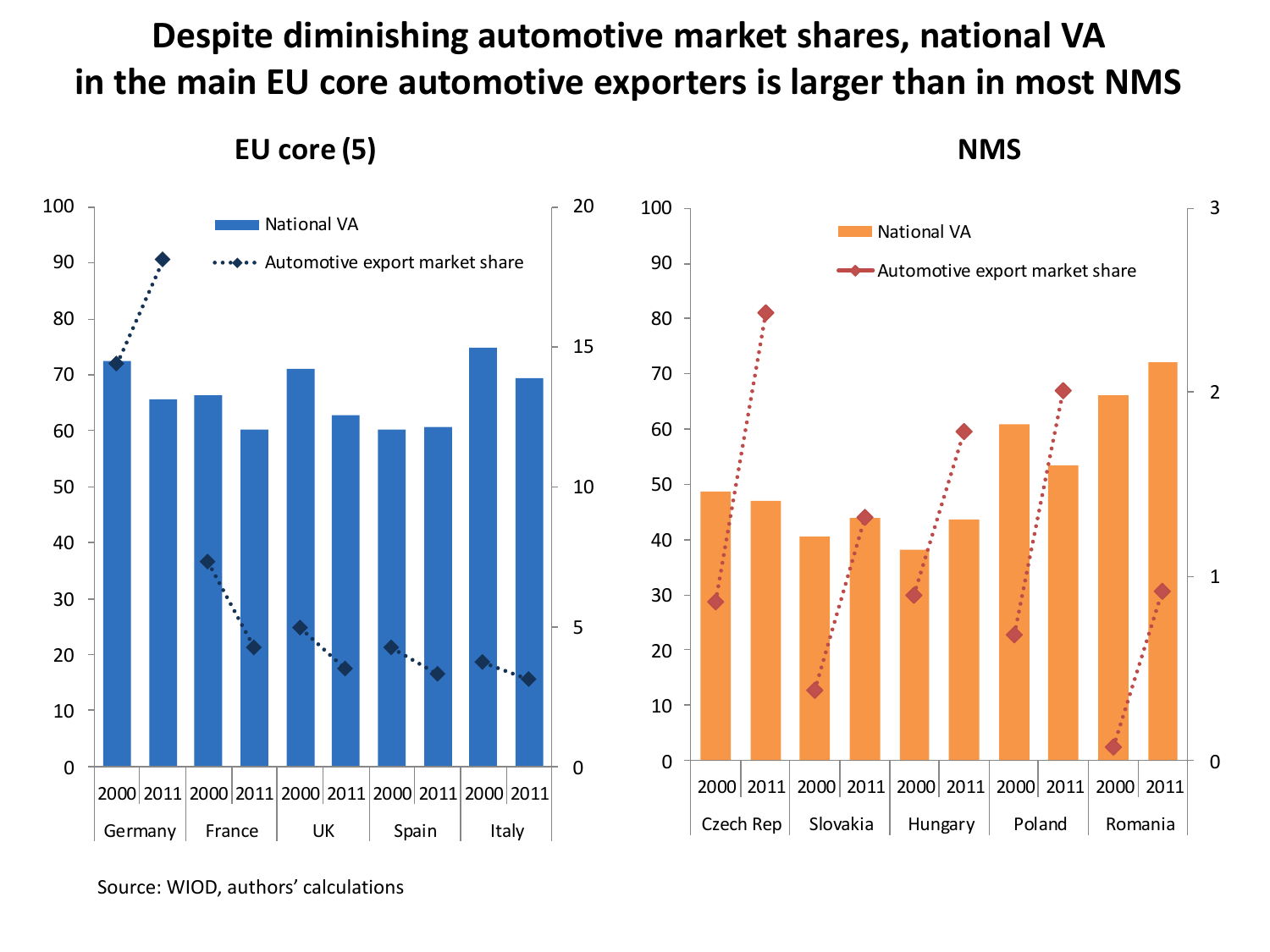# Despite diminishing automotive market shares, national VA in the main EU core automotive exporters is larger than in most NMS

## EU core (5)

## NMS

Source: WIOD, authors' calculations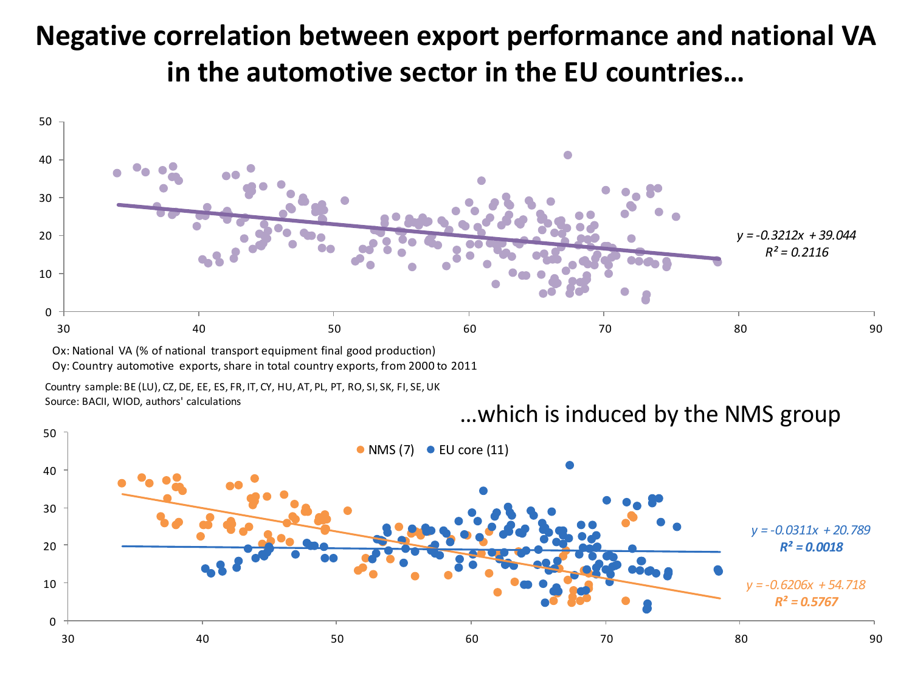# Negative correlation between export performance and national VA in the automotive sector in the EU countries…

$y = -0.3212x + 39.044$
$R^2 = 0.2116$

Ox: National VA (% of national transport equipment final good production)
Oy: Country automotive exports, share in total country exports, from 2000 to 2011

Country sample: BE (LU), CZ, DE, EE, ES, FR, IT, CY, HU, AT, PL, PT, RO, SI, SK, FI, SE, UK
Source: BACII, WIOD, authors' calculations

## …which is induced by the NMS group

NMS (7) EU core (11)

$y = -0.0311x + 20.789$
$R^2 = 0.0018$

$y = -0.6206x + 54.718$
$R^2 = 0.5767$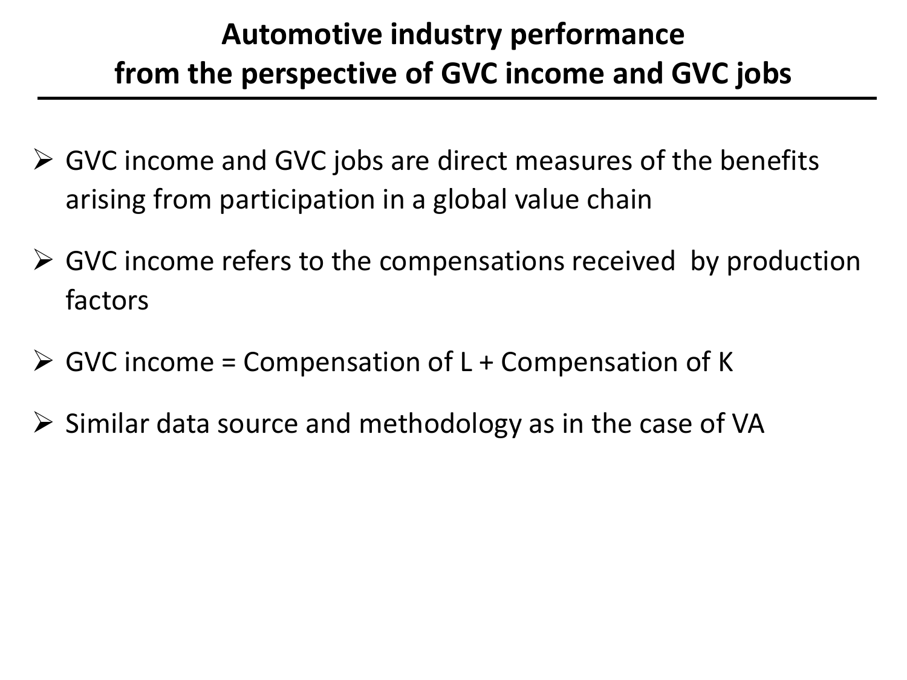# Automotive industry performance from the perspective of GVC income and GVC jobs

- GVC income and GVC jobs are direct measures of the benefits arising from participation in a global value chain
- GVC income refers to the compensations received by production factors
- GVC income = Compensation of L + Compensation of K
- Similar data source and methodology as in the case of VA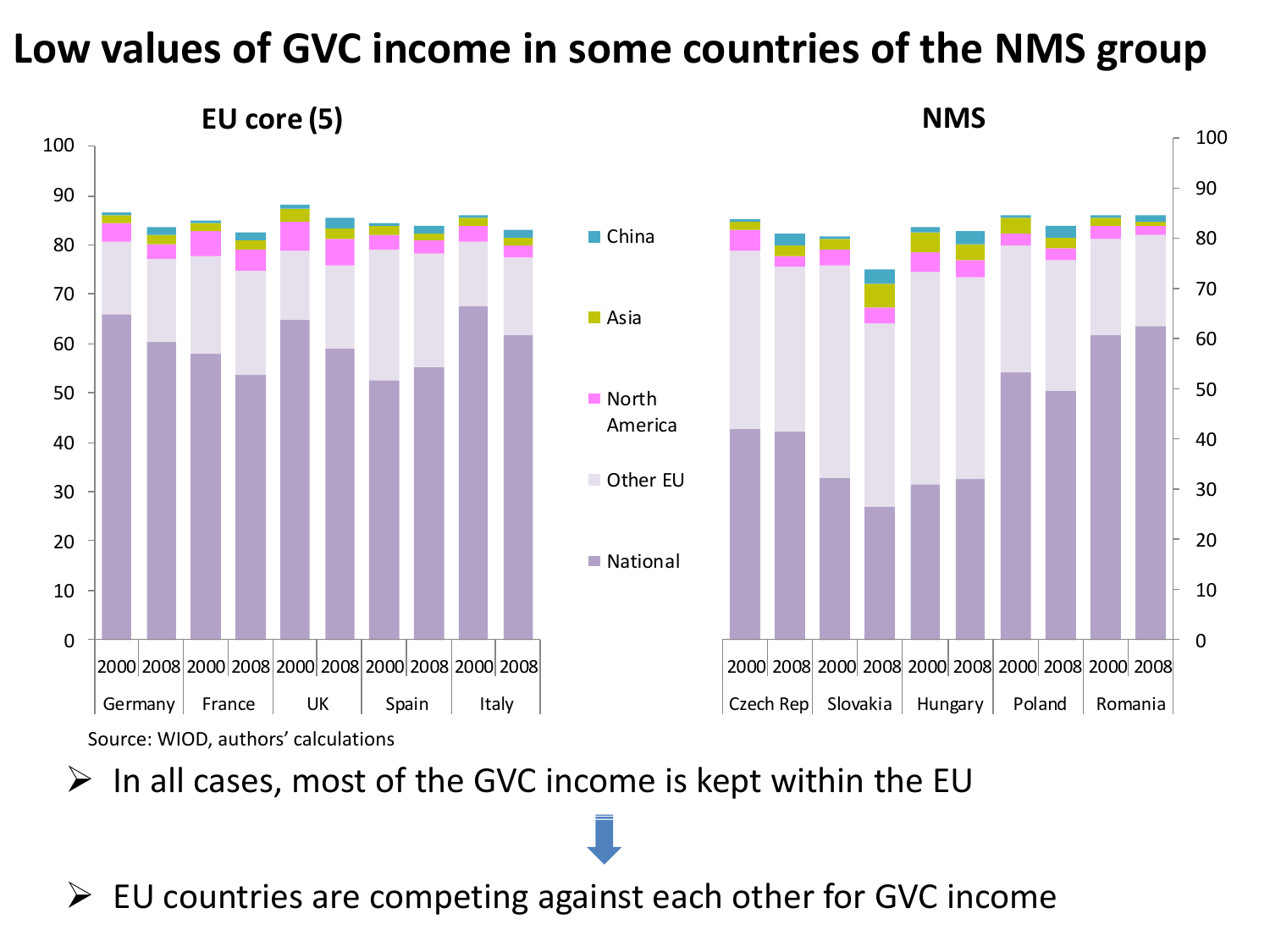# Low values of GVC income in some countries of the NMS group

Source: WIOD, authors' calculations

- In all cases, most of the GVC income is kept within the EU
- EU countries are competing against each other for GVC income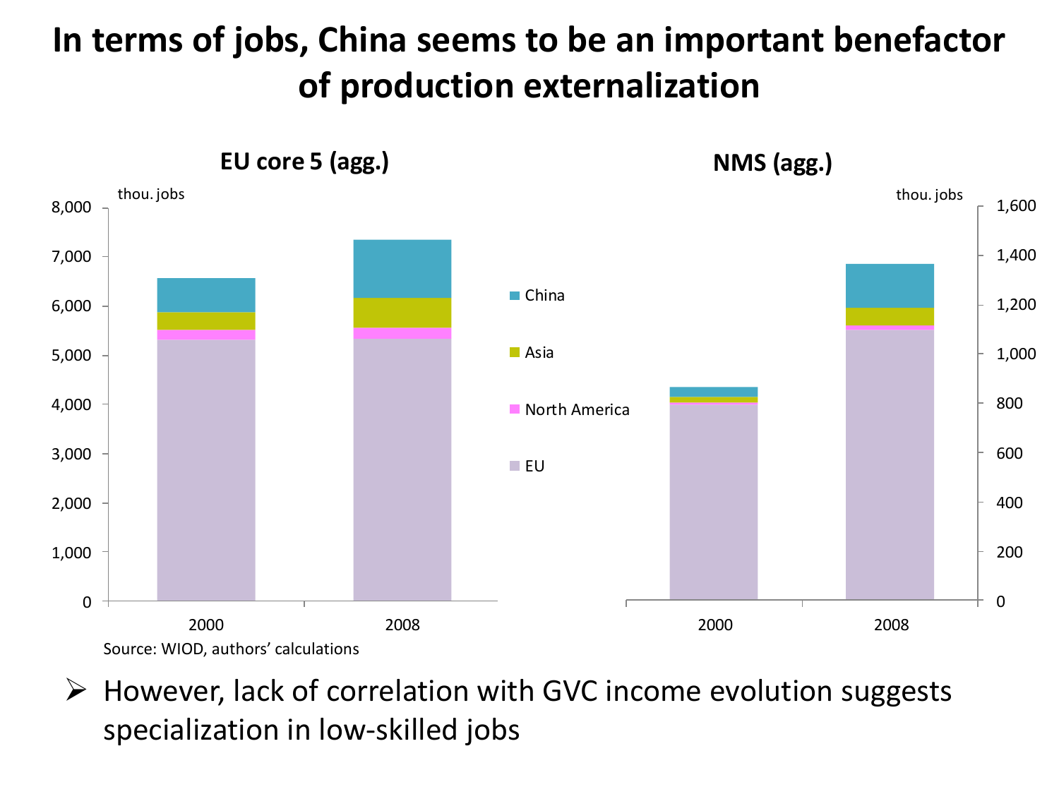# In terms of jobs, China seems to be an important benefactor of production externalization

**EU core 5 (agg.)**

**NMS (agg.)**

Source: WIOD, authors' calculations

- ➢ However, lack of correlation with GVC income evolution suggests specialization in low-skilled jobs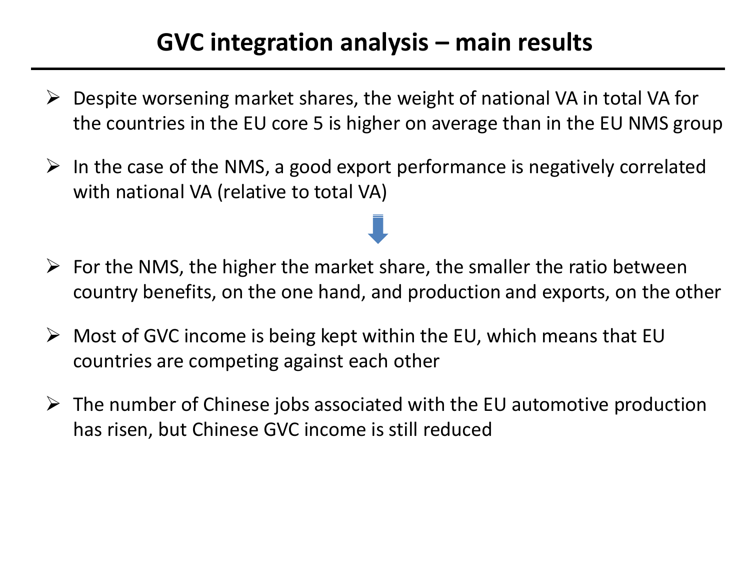# GVC integration analysis – main results

- Despite worsening market shares, the weight of national VA in total VA for the countries in the EU core 5 is higher on average than in the EU NMS group
- In the case of the NMS, a good export performance is negatively correlated with national VA (relative to total VA)

⬇

- For the NMS, the higher the market share, the smaller the ratio between country benefits, on the one hand, and production and exports, on the other
- Most of GVC income is being kept within the EU, which means that EU countries are competing against each other
- The number of Chinese jobs associated with the EU automotive production has risen, but Chinese GVC income is still reduced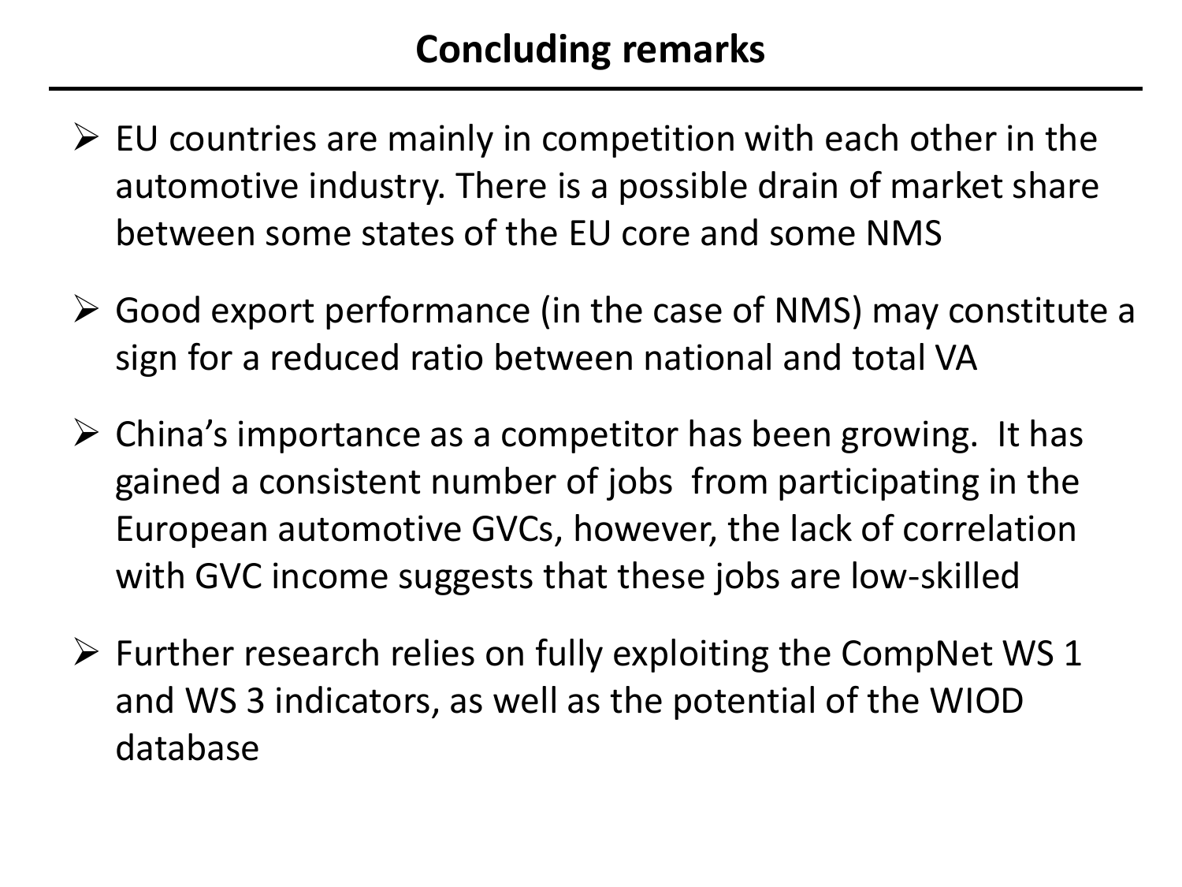# Concluding remarks

- EU countries are mainly in competition with each other in the automotive industry. There is a possible drain of market share between some states of the EU core and some NMS
- Good export performance (in the case of NMS) may constitute a sign for a reduced ratio between national and total VA
- China's importance as a competitor has been growing. It has gained a consistent number of jobs from participating in the European automotive GVCs, however, the lack of correlation with GVC income suggests that these jobs are low-skilled
- Further research relies on fully exploiting the CompNet WS 1 and WS 3 indicators, as well as the potential of the WIOD database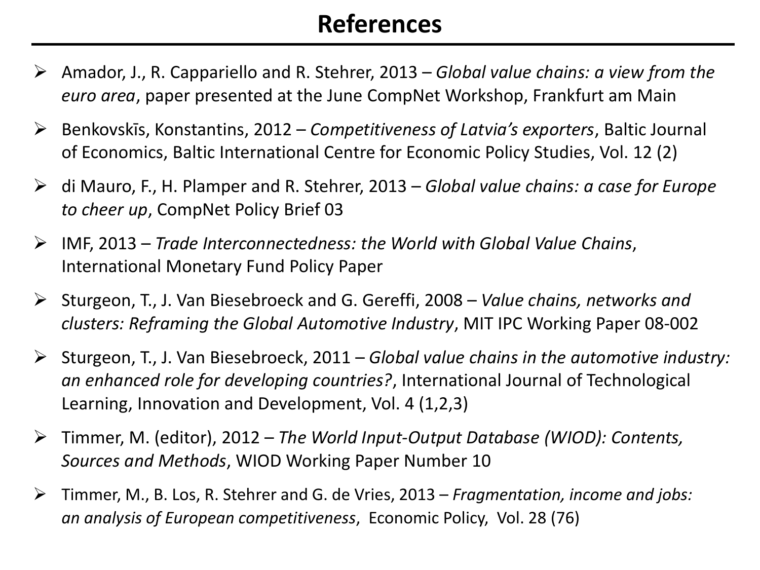# References

- Amador, J., R. Cappariello and R. Stehrer, 2013 – *Global value chains: a view from the euro area*, paper presented at the June CompNet Workshop, Frankfurt am Main
- Benkovskīs, Konstantins, 2012 – *Competitiveness of Latvia's exporters*, Baltic Journal of Economics, Baltic International Centre for Economic Policy Studies, Vol. 12 (2)
- di Mauro, F., H. Plamper and R. Stehrer, 2013 – *Global value chains: a case for Europe to cheer up*, CompNet Policy Brief 03
- IMF, 2013 – *Trade Interconnectedness: the World with Global Value Chains*, International Monetary Fund Policy Paper
- Sturgeon, T., J. Van Biesebroeck and G. Gereffi, 2008 – *Value chains, networks and clusters: Reframing the Global Automotive Industry*, MIT IPC Working Paper 08-002
- Sturgeon, T., J. Van Biesebroeck, 2011 – *Global value chains in the automotive industry: an enhanced role for developing countries?*, International Journal of Technological Learning, Innovation and Development, Vol. 4 (1,2,3)
- Timmer, M. (editor), 2012 – *The World Input-Output Database (WIOD): Contents, Sources and Methods*, WIOD Working Paper Number 10
- Timmer, M., B. Los, R. Stehrer and G. de Vries, 2013 – *Fragmentation, income and jobs: an analysis of European competitiveness*, Economic Policy, Vol. 28 (76)